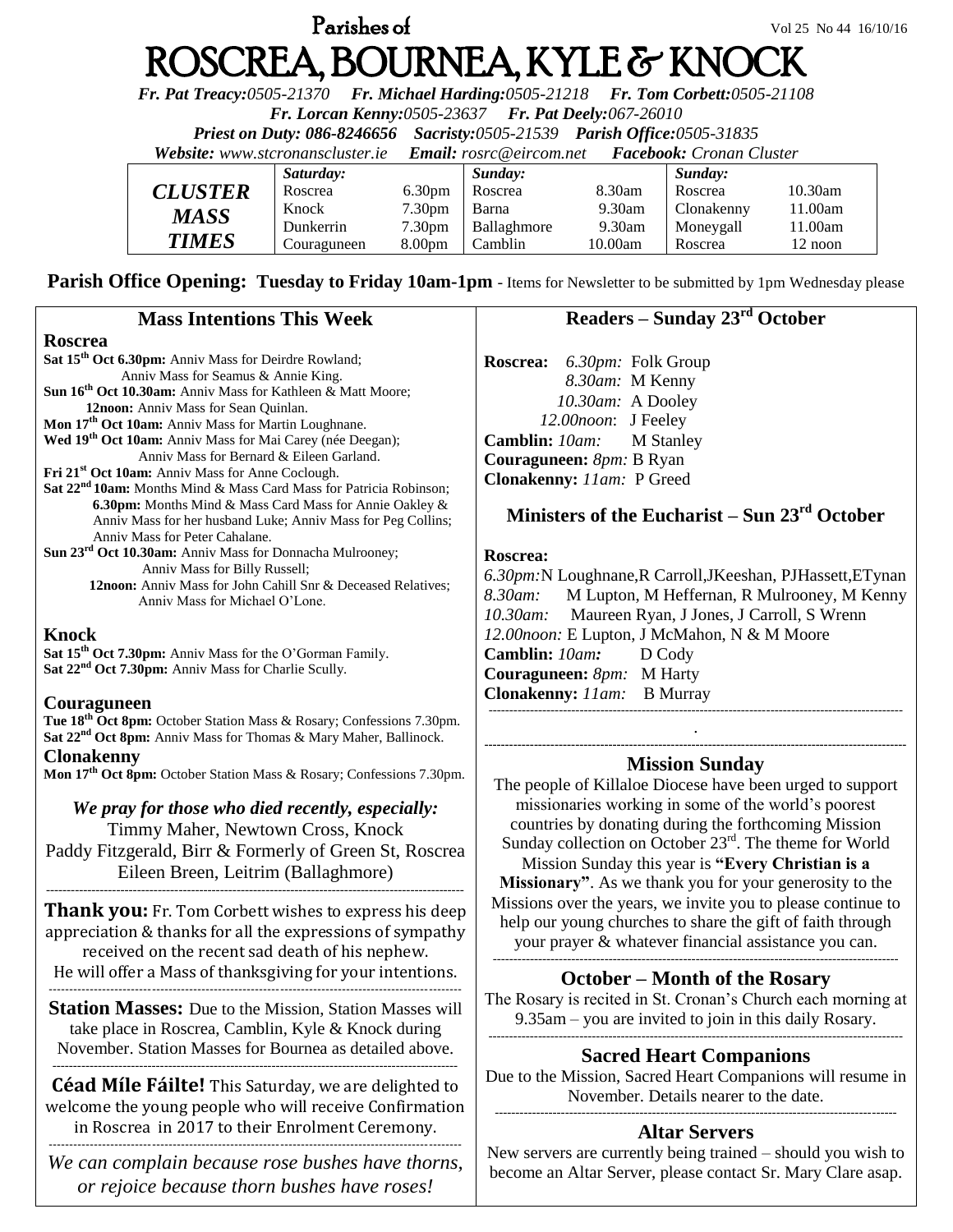# Parishes of ROSCREA, BOURNEA, KYLE & KNOCK

Vol 25 No 44 16/10/16

***Fr. Pat Treacy:** 0505-21370* ***Fr. Michael Harding:** 0505-21218* ***Fr. Tom Corbett:** 0505-21108*
***Fr. Lorcan Kenny:** 0505-23637* ***Fr. Pat Deely:** 067-26010*
***Priest on Duty:** 086-8246656* ***Sacristy:** 0505-21539* ***Parish Office:** 0505-31835*
***Website:** www.stcronanscluster.ie* ***Email:** rosrc@eircom.net* ***Facebook:** Cronan Cluster*

| CLUSTER MASS TIMES | Saturday: | | Sunday: | | Sunday: | |
|---|---|---|---|---|---|---|
| | Roscrea | 6.30pm | Roscrea | 8.30am | Roscrea | 10.30am |
| | Knock | 7.30pm | Barna | 9.30am | Clonakenny | 11.00am |
| | Dunkerrin | 7.30pm | Ballaghmore | 9.30am | Moneygall | 11.00am |
| | Couraguneen | 8.00pm | Camblin | 10.00am | Roscrea | 12 noon |

**Parish Office Opening: Tuesday to Friday 10am-1pm** - Items for Newsletter to be submitted by 1pm Wednesday please

## Mass Intentions This Week

**Roscrea**

**Sat 15th Oct 6.30pm:** Anniv Mass for Deirdre Rowland; Anniv Mass for Seamus & Annie King.
**Sun 16th Oct 10.30am:** Anniv Mass for Kathleen & Matt Moore;
**12noon:** Anniv Mass for Sean Quinlan.
**Mon 17th Oct 10am:** Anniv Mass for Martin Loughnane.
**Wed 19th Oct 10am:** Anniv Mass for Mai Carey (née Deegan); Anniv Mass for Bernard & Eileen Garland.
**Fri 21st Oct 10am:** Anniv Mass for Anne Coclough.
**Sat 22nd 10am:** Months Mind & Mass Card Mass for Patricia Robinson;
**6.30pm:** Months Mind & Mass Card Mass for Annie Oakley & Anniv Mass for her husband Luke; Anniv Mass for Peg Collins; Anniv Mass for Peter Cahalane.
**Sun 23rd Oct 10.30am:** Anniv Mass for Donnacha Mulrooney; Anniv Mass for Billy Russell;
**12noon:** Anniv Mass for John Cahill Snr & Deceased Relatives; Anniv Mass for Michael O'Lone.

**Knock**

**Sat 15th Oct 7.30pm:** Anniv Mass for the O'Gorman Family.
**Sat 22nd Oct 7.30pm:** Anniv Mass for Charlie Scully.

**Couraguneen**

**Tue 18th Oct 8pm:** October Station Mass & Rosary; Confessions 7.30pm.
**Sat 22nd Oct 8pm:** Anniv Mass for Thomas & Mary Maher, Ballinock.

**Clonakenny**

**Mon 17th Oct 8pm:** October Station Mass & Rosary; Confessions 7.30pm.

*We pray for those who died recently, especially:*

Timmy Maher, Newtown Cross, Knock
Paddy Fitzgerald, Birr & Formerly of Green St, Roscrea
Eileen Breen, Leitrim (Ballaghmore)

**Thank you:** Fr. Tom Corbett wishes to express his deep appreciation & thanks for all the expressions of sympathy received on the recent sad death of his nephew. He will offer a Mass of thanksgiving for your intentions.

**Station Masses:** Due to the Mission, Station Masses will take place in Roscrea, Camblin, Kyle & Knock during November. Station Masses for Bournea as detailed above.

**Céad Míle Fáilte!** This Saturday, we are delighted to welcome the young people who will receive Confirmation in Roscrea in 2017 to their Enrolment Ceremony.

*We can complain because rose bushes have thorns, or rejoice because thorn bushes have roses!*

## Readers – Sunday 23rd October

**Roscrea:** *6.30pm:* Folk Group
*8.30am:* M Kenny
*10.30am:* A Dooley
*12.00noon*: J Feeley
**Camblin:** *10am:* M Stanley
**Couraguneen:** *8pm:* B Ryan
**Clonakenny:** *11am:* P Greed

## Ministers of the Eucharist – Sun 23rd October

**Roscrea:**
*6.30pm:* N Loughnane, R Carroll, J Keeshan, PJ Hassett, E Tynan
*8.30am:* M Lupton, M Heffernan, R Mulrooney, M Kenny
*10.30am:* Maureen Ryan, J Jones, J Carroll, S Wrenn
*12.00noon:* E Lupton, J McMahon, N & M Moore
**Camblin:** *10am:* D Cody
**Couraguneen:** *8pm:* M Harty
**Clonakenny:** *11am:* B Murray

## Mission Sunday

The people of Killaloe Diocese have been urged to support missionaries working in some of the world's poorest countries by donating during the forthcoming Mission Sunday collection on October 23rd. The theme for World Mission Sunday this year is **"Every Christian is a Missionary"**. As we thank you for your generosity to the Missions over the years, we invite you to please continue to help our young churches to share the gift of faith through your prayer & whatever financial assistance you can.

## October – Month of the Rosary

The Rosary is recited in St. Cronan's Church each morning at 9.35am – you are invited to join in this daily Rosary.

## Sacred Heart Companions

Due to the Mission, Sacred Heart Companions will resume in November. Details nearer to the date.

## Altar Servers

New servers are currently being trained – should you wish to become an Altar Server, please contact Sr. Mary Clare asap.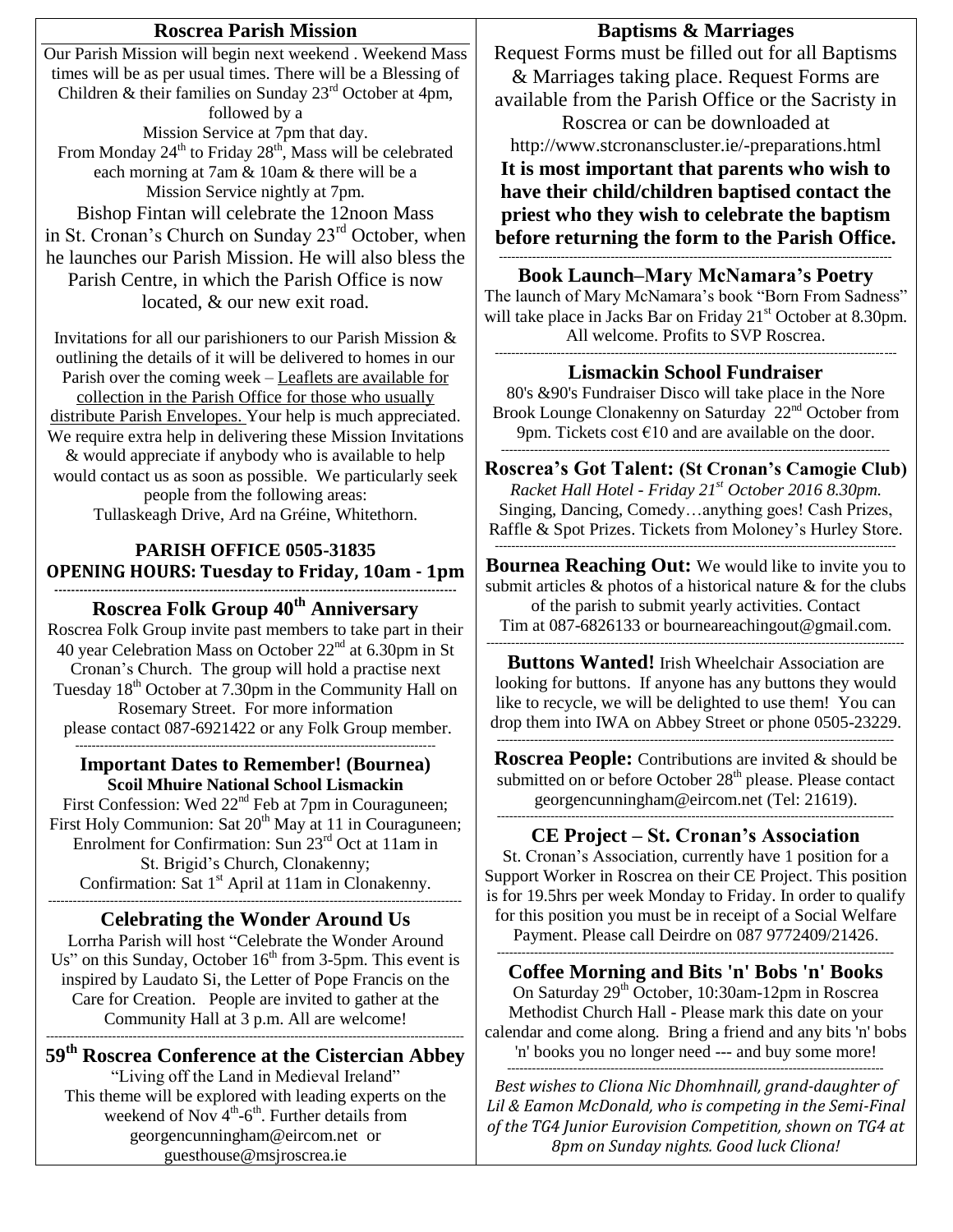## Roscrea Parish Mission

Our Parish Mission will begin next weekend . Weekend Mass times will be as per usual times. There will be a Blessing of Children & their families on Sunday 23rd October at 4pm, followed by a Mission Service at 7pm that day.
From Monday 24th to Friday 28th, Mass will be celebrated each morning at 7am & 10am & there will be a Mission Service nightly at 7pm.
Bishop Fintan will celebrate the 12noon Mass in St. Cronan's Church on Sunday 23rd October, when he launches our Parish Mission. He will also bless the Parish Centre, in which the Parish Office is now located, & our new exit road.

Invitations for all our parishioners to our Parish Mission & outlining the details of it will be delivered to homes in our Parish over the coming week – Leaflets are available for collection in the Parish Office for those who usually distribute Parish Envelopes. Your help is much appreciated. We require extra help in delivering these Mission Invitations & would appreciate if anybody who is available to help would contact us as soon as possible. We particularly seek people from the following areas:
Tullaskeagh Drive, Ard na Gréine, Whitethorn.

**PARISH OFFICE 0505-31835**
**OPENING HOURS: Tuesday to Friday, 10am - 1pm**

## Roscrea Folk Group 40th Anniversary

Roscrea Folk Group invite past members to take part in their 40 year Celebration Mass on October 22nd at 6.30pm in St Cronan's Church. The group will hold a practise next Tuesday 18th October at 7.30pm in the Community Hall on Rosemary Street. For more information please contact 087-6921422 or any Folk Group member.

## Important Dates to Remember! (Bournea)

**Scoil Mhuire National School Lismackin**

First Confession: Wed 22nd Feb at 7pm in Couraguneen;
First Holy Communion: Sat 20th May at 11 in Couraguneen;
Enrolment for Confirmation: Sun 23rd Oct at 11am in St. Brigid's Church, Clonakenny;
Confirmation: Sat 1st April at 11am in Clonakenny.

## Celebrating the Wonder Around Us

Lorrha Parish will host "Celebrate the Wonder Around Us" on this Sunday, October 16th from 3-5pm. This event is inspired by Laudato Si, the Letter of Pope Francis on the Care for Creation. People are invited to gather at the Community Hall at 3 p.m. All are welcome!

## 59th Roscrea Conference at the Cistercian Abbey

"Living off the Land in Medieval Ireland"
This theme will be explored with leading experts on the weekend of Nov 4th-6th. Further details from georgencunningham@eircom.net or guesthouse@msjroscrea.ie

## Baptisms & Marriages

Request Forms must be filled out for all Baptisms & Marriages taking place. Request Forms are available from the Parish Office or the Sacristy in Roscrea or can be downloaded at http://www.stcronanscluster.ie/-preparations.html

**It is most important that parents who wish to have their child/children baptised contact the priest who they wish to celebrate the baptism before returning the form to the Parish Office.**

## Book Launch–Mary McNamara's Poetry

The launch of Mary McNamara's book "Born From Sadness" will take place in Jacks Bar on Friday 21st October at 8.30pm. All welcome. Profits to SVP Roscrea.

## Lismackin School Fundraiser

80's &90's Fundraiser Disco will take place in the Nore Brook Lounge Clonakenny on Saturday 22nd October from 9pm. Tickets cost €10 and are available on the door.

## Roscrea's Got Talent: (St Cronan's Camogie Club)

*Racket Hall Hotel - Friday 21st October 2016 8.30pm.*
Singing, Dancing, Comedy…anything goes! Cash Prizes, Raffle & Spot Prizes. Tickets from Moloney's Hurley Store.

**Bournea Reaching Out:** We would like to invite you to submit articles & photos of a historical nature & for the clubs of the parish to submit yearly activities. Contact Tim at 087-6826133 or bourneareachingout@gmail.com.

**Buttons Wanted!** Irish Wheelchair Association are looking for buttons. If anyone has any buttons they would like to recycle, we will be delighted to use them! You can drop them into IWA on Abbey Street or phone 0505-23229.

**Roscrea People:** Contributions are invited & should be submitted on or before October 28th please. Please contact georgencunningham@eircom.net (Tel: 21619).

## CE Project – St. Cronan's Association

St. Cronan's Association, currently have 1 position for a Support Worker in Roscrea on their CE Project. This position is for 19.5hrs per week Monday to Friday. In order to qualify for this position you must be in receipt of a Social Welfare Payment. Please call Deirdre on 087 9772409/21426.

## Coffee Morning and Bits 'n' Bobs 'n' Books

On Saturday 29th October, 10:30am-12pm in Roscrea Methodist Church Hall - Please mark this date on your calendar and come along. Bring a friend and any bits 'n' bobs 'n' books you no longer need --- and buy some more!

*Best wishes to Cliona Nic Dhomhnaill, grand-daughter of Lil & Eamon McDonald, who is competing in the Semi-Final of the TG4 Junior Eurovision Competition, shown on TG4 at 8pm on Sunday nights. Good luck Cliona!*